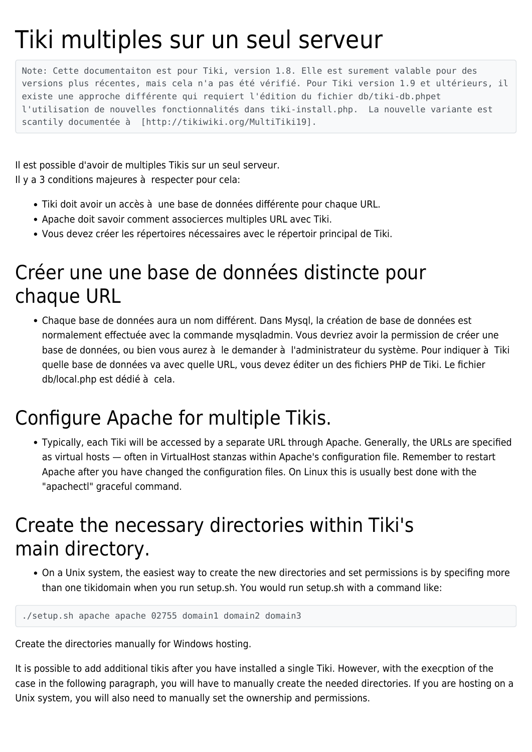# Tiki multiples sur un seul serveur

```
Note: Cette documentaiton est pour Tiki, version 1.8. Elle est surement valable pour des
versions plus récentes, mais cela n'a pas été vérifié. Pour Tiki version 1.9 et ultérieurs, il
existe une approche différente qui requiert l'édition du fichier db/tiki-db.phpet
l'utilisation de nouvelles fonctionnalités dans tiki-install.php.  La nouvelle variante est
scantily documentée à  [http://tikiwiki.org/MultiTiki19].
```

Il est possible d'avoir de multiples Tikis sur un seul serveur.
Il y a 3 conditions majeures à  respecter pour cela:

- Tiki doit avoir un accès à  une base de données différente pour chaque URL.
- Apache doit savoir comment associerces multiples URL avec Tiki.
- Vous devez créer les répertoires nécessaires avec le répertoir principal de Tiki.

# Créer une une base de données distincte pour chaque URL

- Chaque base de données aura un nom différent. Dans Mysql, la création de base de données est normalement effectuée avec la commande mysqladmin. Vous devriez avoir la permission de créer une base de données, ou bien vous aurez à  le demander à  l'administrateur du système. Pour indiquer à  Tiki quelle base de données va avec quelle URL, vous devez éditer un des fichiers PHP de Tiki. Le fichier db/local.php est dédié à  cela.

# Configure Apache for multiple Tikis.

- Typically, each Tiki will be accessed by a separate URL through Apache. Generally, the URLs are specified as virtual hosts — often in VirtualHost stanzas within Apache's configuration file. Remember to restart Apache after you have changed the configuration files. On Linux this is usually best done with the "apachectl" graceful command.

# Create the necessary directories within Tiki's main directory.

- On a Unix system, the easiest way to create the new directories and set permissions is by specifing more than one tikidomain when you run setup.sh. You would run setup.sh with a command like:

```
./setup.sh apache apache 02755 domain1 domain2 domain3
```

Create the directories manually for Windows hosting.

It is possible to add additional tikis after you have installed a single Tiki. However, with the execption of the case in the following paragraph, you will have to manually create the needed directories. If you are hosting on a Unix system, you will also need to manually set the ownership and permissions.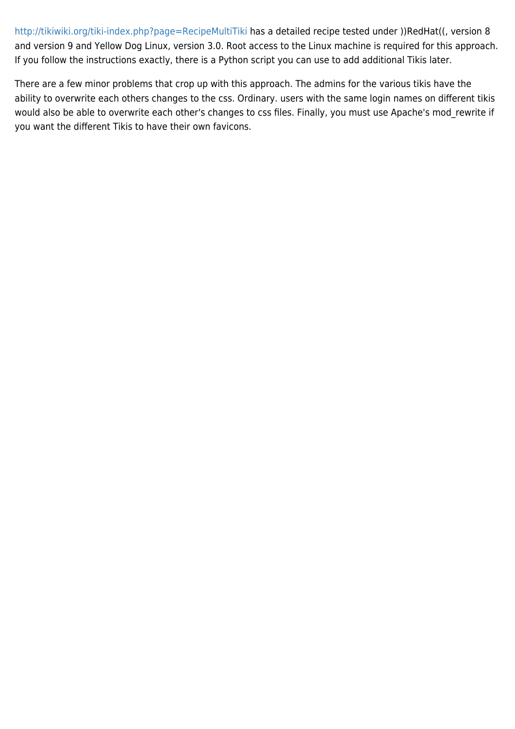http://tikiwiki.org/tiki-index.php?page=RecipeMultiTiki has a detailed recipe tested under ))RedHat((, version 8 and version 9 and Yellow Dog Linux, version 3.0. Root access to the Linux machine is required for this approach. If you follow the instructions exactly, there is a Python script you can use to add additional Tikis later.

There are a few minor problems that crop up with this approach. The admins for the various tikis have the ability to overwrite each others changes to the css. Ordinary. users with the same login names on different tikis would also be able to overwrite each other's changes to css files. Finally, you must use Apache's mod_rewrite if you want the different Tikis to have their own favicons.